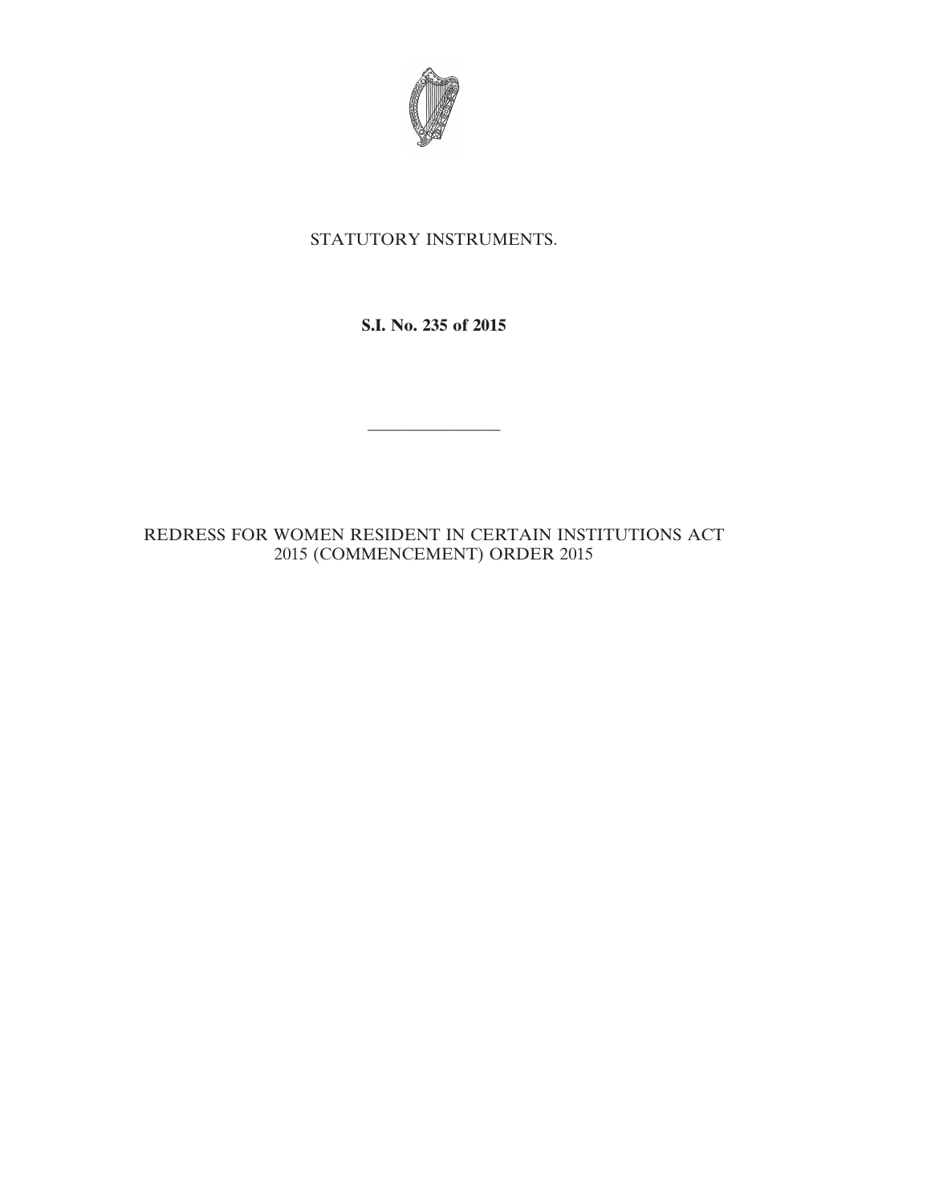STATUTORY INSTRUMENTS.

**S.I. No. 235 of 2015**

---

REDRESS FOR WOMEN RESIDENT IN CERTAIN INSTITUTIONS ACT 2015 (COMMENCEMENT) ORDER 2015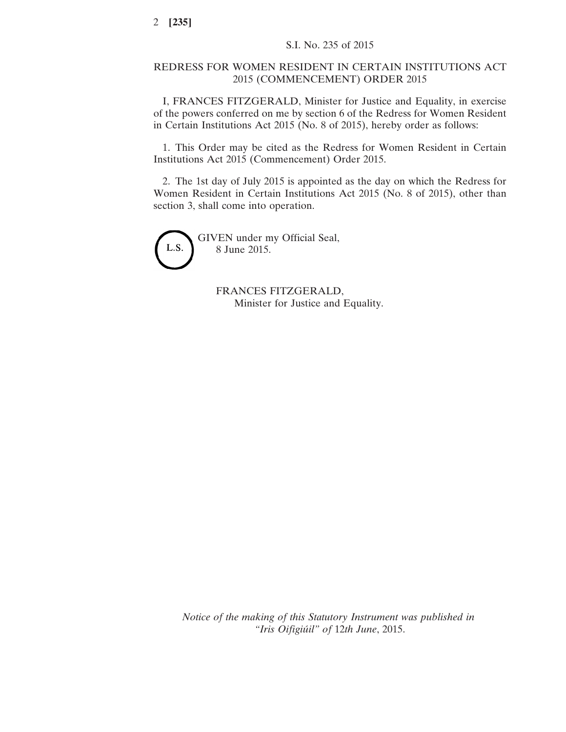S.I. No. 235 of 2015

# REDRESS FOR WOMEN RESIDENT IN CERTAIN INSTITUTIONS ACT 2015 (COMMENCEMENT) ORDER 2015

I, FRANCES FITZGERALD, Minister for Justice and Equality, in exercise of the powers conferred on me by section 6 of the Redress for Women Resident in Certain Institutions Act 2015 (No. 8 of 2015), hereby order as follows:

1. This Order may be cited as the Redress for Women Resident in Certain Institutions Act 2015 (Commencement) Order 2015.

2. The 1st day of July 2015 is appointed as the day on which the Redress for Women Resident in Certain Institutions Act 2015 (No. 8 of 2015), other than section 3, shall come into operation.

L.S.

GIVEN under my Official Seal,
8 June 2015.

FRANCES FITZGERALD,
Minister for Justice and Equality.

*Notice of the making of this Statutory Instrument was published in "Iris Oifigiúil" of 12th June, 2015.*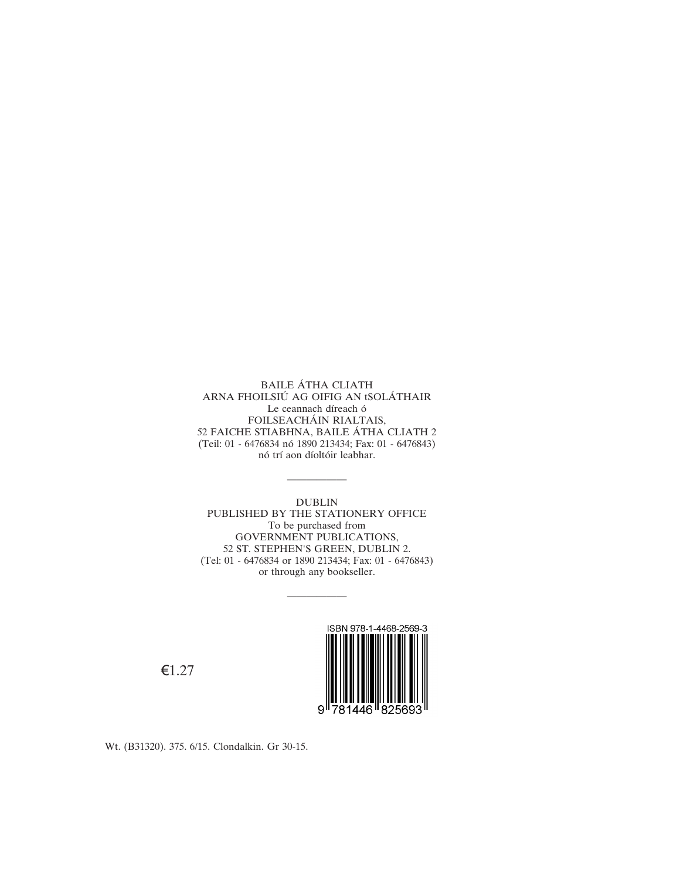BAILE ÁTHA CLIATH
ARNA FHOILSIÚ AG OIFIG AN tSOLÁTHAIR
Le ceannach díreach ó
FOILSEACHÁIN RIALTAIS,
52 FAICHE STIABHNA, BAILE ÁTHA CLIATH 2
(Teil: 01 - 6476834 nó 1890 213434; Fax: 01 - 6476843)
nó trí aon díoltóir leabhar.

---

DUBLIN
PUBLISHED BY THE STATIONERY OFFICE
To be purchased from
GOVERNMENT PUBLICATIONS,
52 ST. STEPHEN'S GREEN, DUBLIN 2.
(Tel: 01 - 6476834 or 1890 213434; Fax: 01 - 6476843)
or through any bookseller.

---

€1.27

ISBN 978-1-4468-2569-3

9 781446 825693

Wt. (B31320). 375. 6/15. Clondalkin. Gr 30-15.